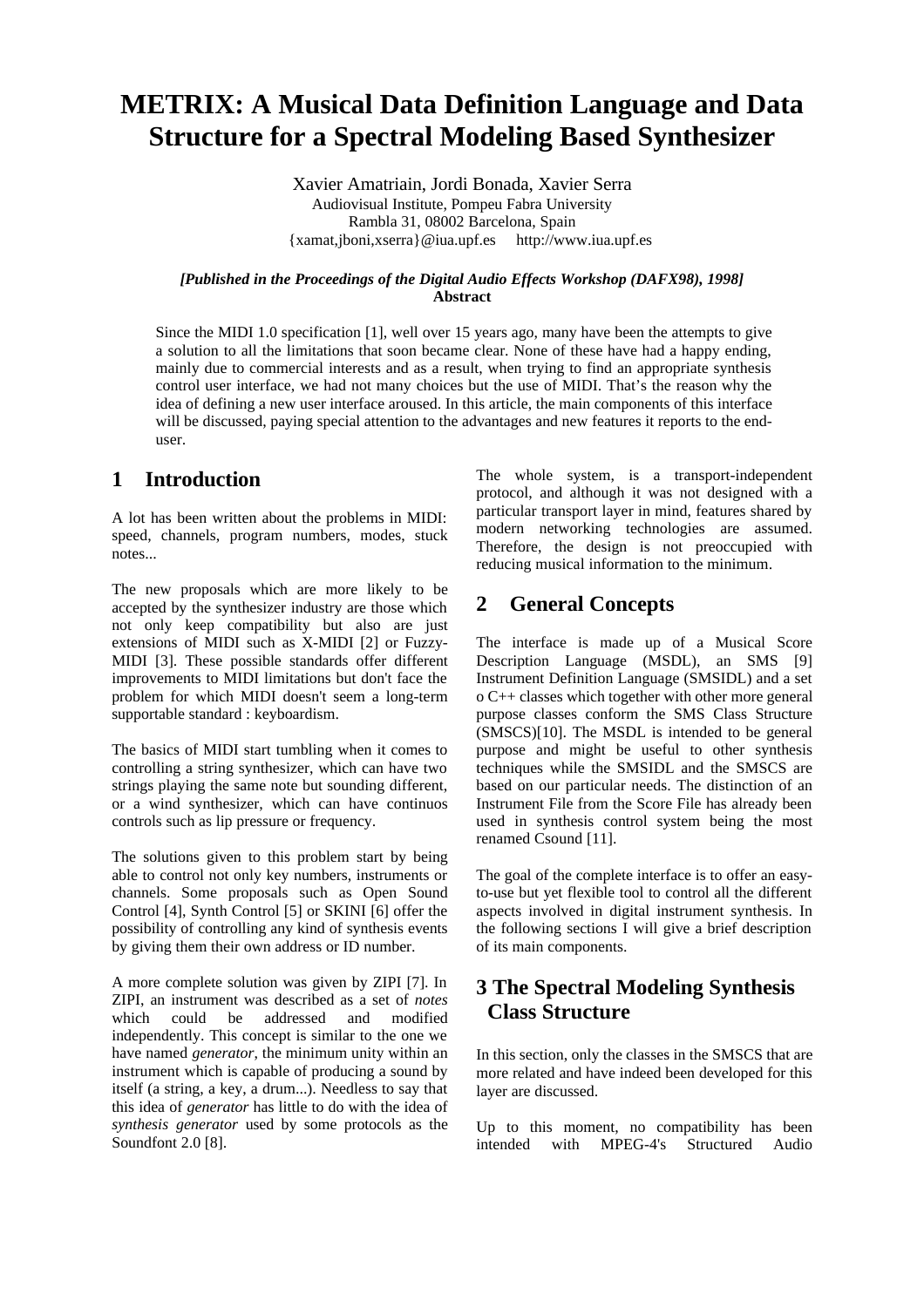# METRIX: A Musical Data Definition Language and Data Structure for a Spectral Modeling Based Synthesizer

Xavier Amatriain, Jordi Bonada, Xavier Serra
Audiovisual Institute, Pompeu Fabra University
Rambla 31, 08002 Barcelona, Spain
{xamat,jboni,xserra}@iua.upf.es http://www.iua.upf.es

***[Published in the Proceedings of the Digital Audio Effects Workshop (DAFX98), 1998]***

**Abstract**

Since the MIDI 1.0 specification [1], well over 15 years ago, many have been the attempts to give a solution to all the limitations that soon became clear. None of these have had a happy ending, mainly due to commercial interests and as a result, when trying to find an appropriate synthesis control user interface, we had not many choices but the use of MIDI. That's the reason why the idea of defining a new user interface aroused. In this article, the main components of this interface will be discussed, paying special attention to the advantages and new features it reports to the end-user.

## 1 Introduction

A lot has been written about the problems in MIDI: speed, channels, program numbers, modes, stuck notes...

The new proposals which are more likely to be accepted by the synthesizer industry are those which not only keep compatibility but also are just extensions of MIDI such as X-MIDI [2] or Fuzzy-MIDI [3]. These possible standards offer different improvements to MIDI limitations but don't face the problem for which MIDI doesn't seem a long-term supportable standard : keyboardism.

The basics of MIDI start tumbling when it comes to controlling a string synthesizer, which can have two strings playing the same note but sounding different, or a wind synthesizer, which can have continuos controls such as lip pressure or frequency.

The solutions given to this problem start by being able to control not only key numbers, instruments or channels. Some proposals such as Open Sound Control [4], Synth Control [5] or SKINI [6] offer the possibility of controlling any kind of synthesis events by giving them their own address or ID number.

A more complete solution was given by ZIPI [7]. In ZIPI, an instrument was described as a set of *notes* which could be addressed and modified independently. This concept is similar to the one we have named *generator*, the minimum unity within an instrument which is capable of producing a sound by itself (a string, a key, a drum...). Needless to say that this idea of *generator* has little to do with the idea of *synthesis generator* used by some protocols as the Soundfont 2.0 [8].

The whole system, is a transport-independent protocol, and although it was not designed with a particular transport layer in mind, features shared by modern networking technologies are assumed. Therefore, the design is not preoccupied with reducing musical information to the minimum.

## 2 General Concepts

The interface is made up of a Musical Score Description Language (MSDL), an SMS [9] Instrument Definition Language (SMSIDL) and a set o C++ classes which together with other more general purpose classes conform the SMS Class Structure (SMSCS)[10]. The MSDL is intended to be general purpose and might be useful to other synthesis techniques while the SMSIDL and the SMSCS are based on our particular needs. The distinction of an Instrument File from the Score File has already been used in synthesis control system being the most renamed Csound [11].

The goal of the complete interface is to offer an easy-to-use but yet flexible tool to control all the different aspects involved in digital instrument synthesis. In the following sections I will give a brief description of its main components.

## 3 The Spectral Modeling Synthesis Class Structure

In this section, only the classes in the SMSCS that are more related and have indeed been developed for this layer are discussed.

Up to this moment, no compatibility has been intended with MPEG-4's Structured Audio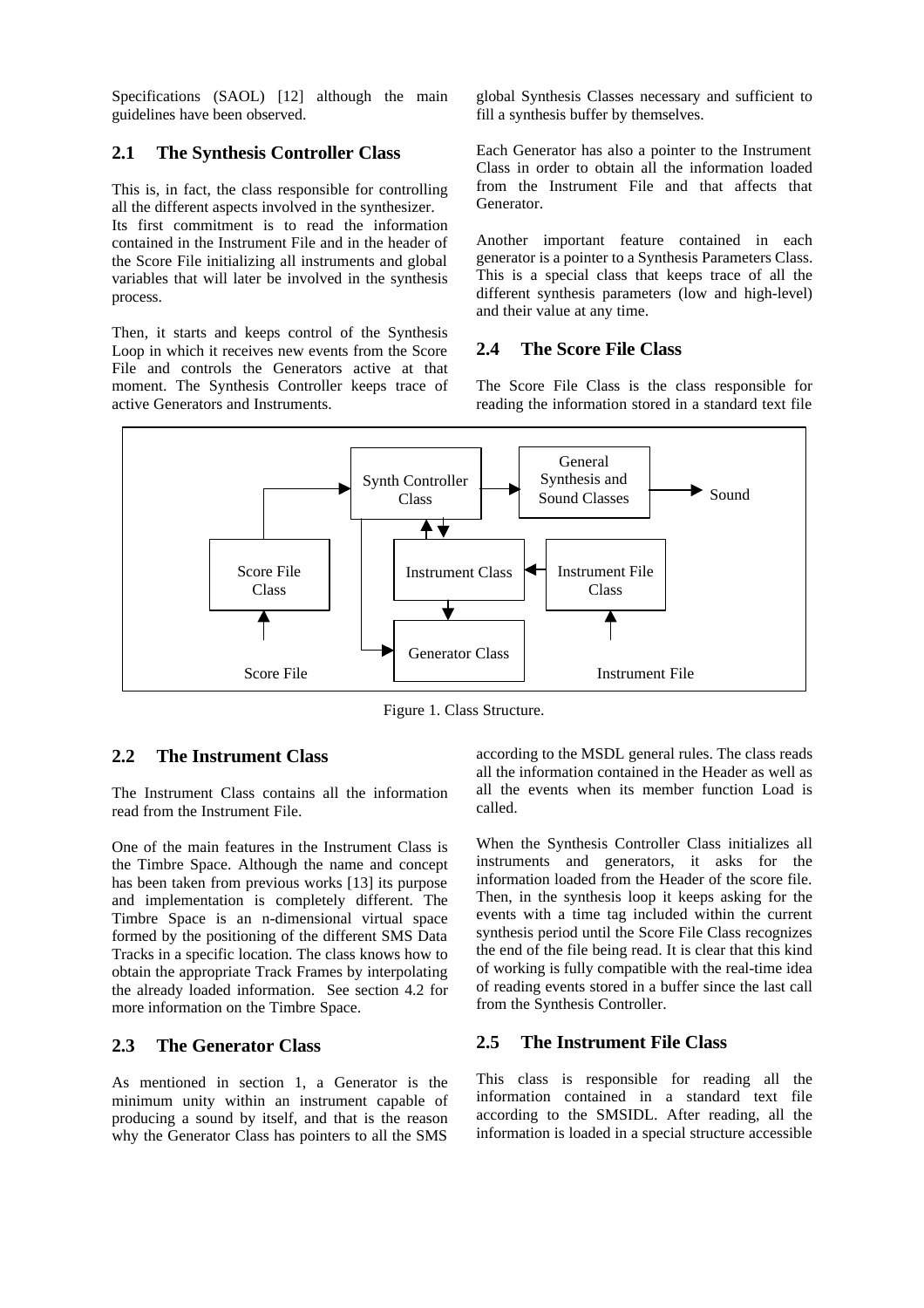Specifications (SAOL) [12] although the main guidelines have been observed.

## 2.1 The Synthesis Controller Class

This is, in fact, the class responsible for controlling all the different aspects involved in the synthesizer.
Its first commitment is to read the information contained in the Instrument File and in the header of the Score File initializing all instruments and global variables that will later be involved in the synthesis process.

Then, it starts and keeps control of the Synthesis Loop in which it receives new events from the Score File and controls the Generators active at that moment. The Synthesis Controller keeps trace of active Generators and Instruments.

Figure 1. Class Structure.

## 2.2 The Instrument Class

The Instrument Class contains all the information read from the Instrument File.

One of the main features in the Instrument Class is the Timbre Space. Although the name and concept has been taken from previous works [13] its purpose and implementation is completely different. The Timbre Space is an n-dimensional virtual space formed by the positioning of the different SMS Data Tracks in a specific location. The class knows how to obtain the appropriate Track Frames by interpolating the already loaded information. See section 4.2 for more information on the Timbre Space.

## 2.3 The Generator Class

As mentioned in section 1, a Generator is the minimum unity within an instrument capable of producing a sound by itself, and that is the reason why the Generator Class has pointers to all the SMS global Synthesis Classes necessary and sufficient to fill a synthesis buffer by themselves.

Each Generator has also a pointer to the Instrument Class in order to obtain all the information loaded from the Instrument File and that affects that Generator.

Another important feature contained in each generator is a pointer to a Synthesis Parameters Class. This is a special class that keeps trace of all the different synthesis parameters (low and high-level) and their value at any time.

## 2.4 The Score File Class

The Score File Class is the class responsible for reading the information stored in a standard text file according to the MSDL general rules. The class reads all the information contained in the Header as well as all the events when its member function Load is called.

When the Synthesis Controller Class initializes all instruments and generators, it asks for the information loaded from the Header of the score file. Then, in the synthesis loop it keeps asking for the events with a time tag included within the current synthesis period until the Score File Class recognizes the end of the file being read. It is clear that this kind of working is fully compatible with the real-time idea of reading events stored in a buffer since the last call from the Synthesis Controller.

## 2.5 The Instrument File Class

This class is responsible for reading all the information contained in a standard text file according to the SMSIDL. After reading, all the information is loaded in a special structure accessible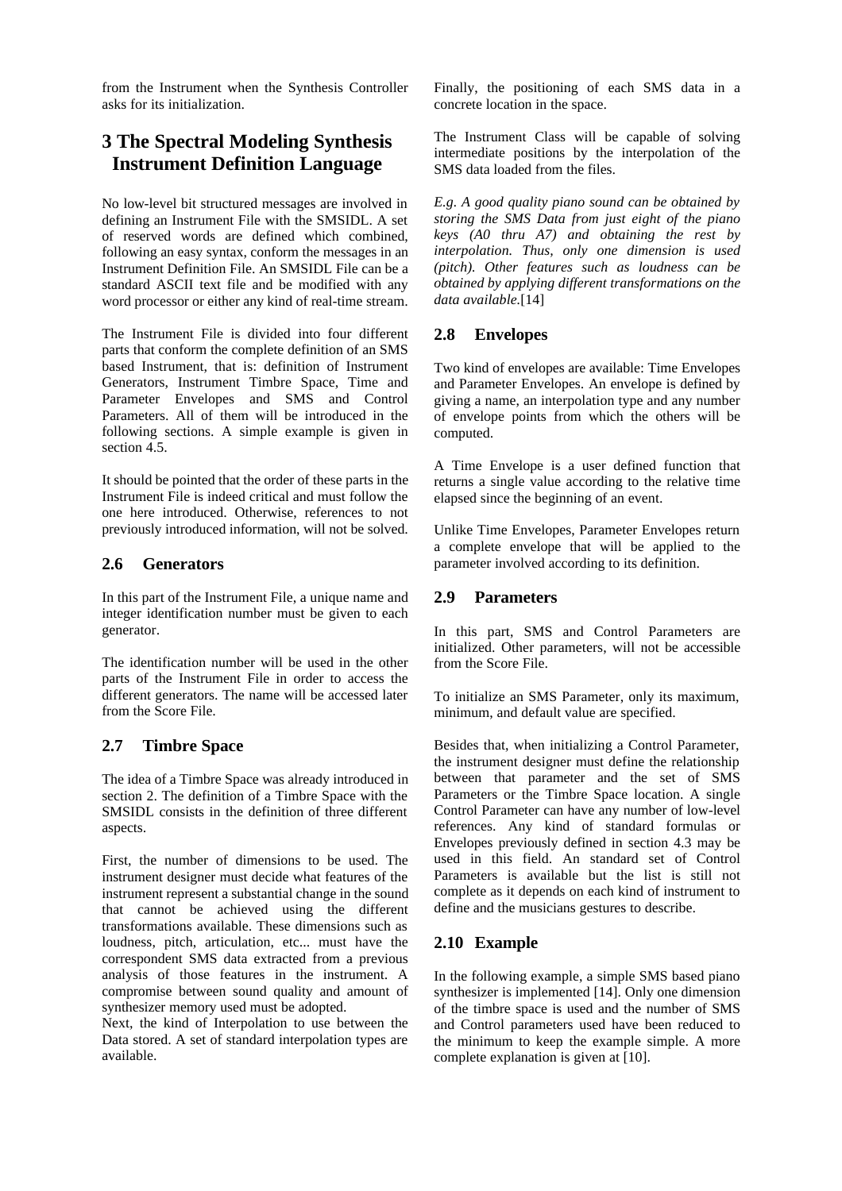from the Instrument when the Synthesis Controller asks for its initialization.

# 3 The Spectral Modeling Synthesis Instrument Definition Language

No low-level bit structured messages are involved in defining an Instrument File with the SMSIDL. A set of reserved words are defined which combined, following an easy syntax, conform the messages in an Instrument Definition File. An SMSIDL File can be a standard ASCII text file and be modified with any word processor or either any kind of real-time stream.

The Instrument File is divided into four different parts that conform the complete definition of an SMS based Instrument, that is: definition of Instrument Generators, Instrument Timbre Space, Time and Parameter Envelopes and SMS and Control Parameters. All of them will be introduced in the following sections. A simple example is given in section 4.5.

It should be pointed that the order of these parts in the Instrument File is indeed critical and must follow the one here introduced. Otherwise, references to not previously introduced information, will not be solved.

## 2.6 Generators

In this part of the Instrument File, a unique name and integer identification number must be given to each generator.

The identification number will be used in the other parts of the Instrument File in order to access the different generators. The name will be accessed later from the Score File.

## 2.7 Timbre Space

The idea of a Timbre Space was already introduced in section 2. The definition of a Timbre Space with the SMSIDL consists in the definition of three different aspects.

First, the number of dimensions to be used. The instrument designer must decide what features of the instrument represent a substantial change in the sound that cannot be achieved using the different transformations available. These dimensions such as loudness, pitch, articulation, etc... must have the correspondent SMS data extracted from a previous analysis of those features in the instrument. A compromise between sound quality and amount of synthesizer memory used must be adopted.

Next, the kind of Interpolation to use between the Data stored. A set of standard interpolation types are available.

Finally, the positioning of each SMS data in a concrete location in the space.

The Instrument Class will be capable of solving intermediate positions by the interpolation of the SMS data loaded from the files.

*E.g. A good quality piano sound can be obtained by storing the SMS Data from just eight of the piano keys (A0 thru A7) and obtaining the rest by interpolation. Thus, only one dimension is used (pitch). Other features such as loudness can be obtained by applying different transformations on the data available.*[14]

## 2.8 Envelopes

Two kind of envelopes are available: Time Envelopes and Parameter Envelopes. An envelope is defined by giving a name, an interpolation type and any number of envelope points from which the others will be computed.

A Time Envelope is a user defined function that returns a single value according to the relative time elapsed since the beginning of an event.

Unlike Time Envelopes, Parameter Envelopes return a complete envelope that will be applied to the parameter involved according to its definition.

## 2.9 Parameters

In this part, SMS and Control Parameters are initialized. Other parameters, will not be accessible from the Score File.

To initialize an SMS Parameter, only its maximum, minimum, and default value are specified.

Besides that, when initializing a Control Parameter, the instrument designer must define the relationship between that parameter and the set of SMS Parameters or the Timbre Space location. A single Control Parameter can have any number of low-level references. Any kind of standard formulas or Envelopes previously defined in section 4.3 may be used in this field. An standard set of Control Parameters is available but the list is still not complete as it depends on each kind of instrument to define and the musicians gestures to describe.

## 2.10 Example

In the following example, a simple SMS based piano synthesizer is implemented [14]. Only one dimension of the timbre space is used and the number of SMS and Control parameters used have been reduced to the minimum to keep the example simple. A more complete explanation is given at [10].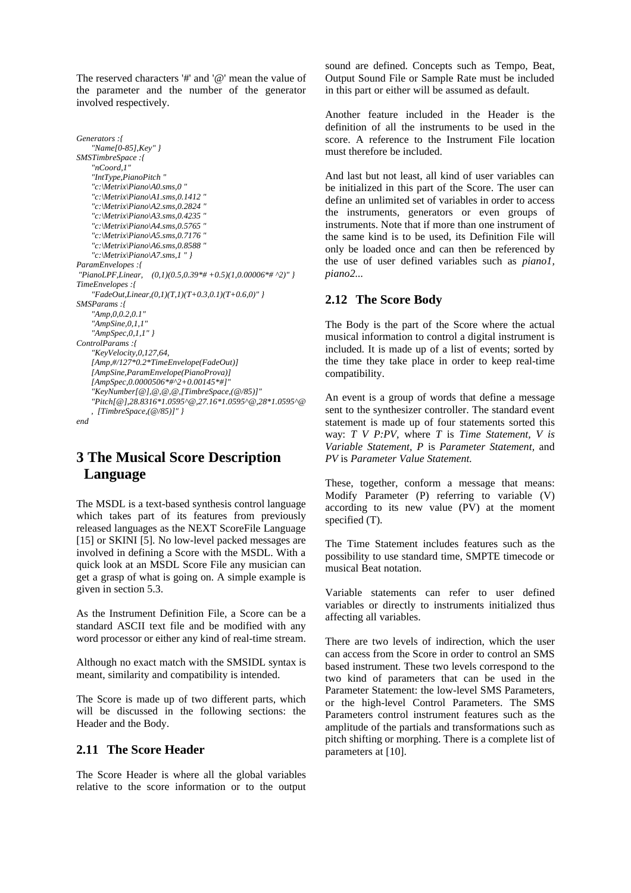The reserved characters '#' and '@' mean the value of the parameter and the number of the generator involved respectively.

```
Generators :{
    "Name[0-85],Key" }
SMSTimbreSpace :{
    "nCoord,1"
    "IntType,PianoPitch "
    "c:\Metrix\Piano\A0.sms,0 "
    "c:\Metrix\Piano\A1.sms,0.1412 "
    "c:\Metrix\Piano\A2.sms,0.2824 "
    "c:\Metrix\Piano\A3.sms,0.4235 "
    "c:\Metrix\Piano\A4.sms,0.5765 "
    "c:\Metrix\Piano\A5.sms,0.7176 "
    "c:\Metrix\Piano\A6.sms,0.8588 "
    "c:\Metrix\Piano\A7.sms,1 " }
ParamEnvelopes :{
 "PianoLPF,Linear,    (0,1)(0.5,0.39*# +0.5)(1,0.00006*# ^2)" }
TimeEnvelopes :{
    "FadeOut,Linear,(0,1)(T,1)(T+0.3,0.1)(T+0.6,0)" }
SMSParams :{
    "Amp,0,0.2,0.1"
    "AmpSine,0,1,1"
    "AmpSpec,0,1,1" }
ControlParams :{
    "KeyVelocity,0,127,64,
    [Amp,#/127*0.2*TimeEnvelope(FadeOut)]
    [AmpSine,ParamEnvelope(PianoProva)]
    [AmpSpec,0.0000506*#^2+0.00145*#]"
    "KeyNumber[@],@,@,@,[TimbreSpace,(@/85)]"
    "Pitch[@],28.8316*1.0595^@,27.16*1.0595^@,28*1.0595^@
    , [TimbreSpace,(@/85)]" }
end
```

# 3 The Musical Score Description Language

The MSDL is a text-based synthesis control language which takes part of its features from previously released languages as the NEXT ScoreFile Language [15] or SKINI [5]. No low-level packed messages are involved in defining a Score with the MSDL. With a quick look at an MSDL Score File any musician can get a grasp of what is going on. A simple example is given in section 5.3.

As the Instrument Definition File, a Score can be a standard ASCII text file and be modified with any word processor or either any kind of real-time stream.

Although no exact match with the SMSIDL syntax is meant, similarity and compatibility is intended.

The Score is made up of two different parts, which will be discussed in the following sections: the Header and the Body.

## 2.11 The Score Header

The Score Header is where all the global variables relative to the score information or to the output sound are defined. Concepts such as Tempo, Beat, Output Sound File or Sample Rate must be included in this part or either will be assumed as default.

Another feature included in the Header is the definition of all the instruments to be used in the score. A reference to the Instrument File location must therefore be included.

And last but not least, all kind of user variables can be initialized in this part of the Score. The user can define an unlimited set of variables in order to access the instruments, generators or even groups of instruments. Note that if more than one instrument of the same kind is to be used, its Definition File will only be loaded once and can then be referenced by the use of user defined variables such as *piano1, piano2...*

## 2.12 The Score Body

The Body is the part of the Score where the actual musical information to control a digital instrument is included. It is made up of a list of events; sorted by the time they take place in order to keep real-time compatibility.

An event is a group of words that define a message sent to the synthesizer controller. The standard event statement is made up of four statements sorted this way: *T V P:PV*, where *T* is *Time Statement*, *V is Variable Statement*, *P* is *Parameter Statement*, and *PV* is *Parameter Value Statement.*

These, together, conform a message that means: Modify Parameter (P) referring to variable (V) according to its new value (PV) at the moment specified (T).

The Time Statement includes features such as the possibility to use standard time, SMPTE timecode or musical Beat notation.

Variable statements can refer to user defined variables or directly to instruments initialized thus affecting all variables.

There are two levels of indirection, which the user can access from the Score in order to control an SMS based instrument. These two levels correspond to the two kind of parameters that can be used in the Parameter Statement: the low-level SMS Parameters, or the high-level Control Parameters. The SMS Parameters control instrument features such as the amplitude of the partials and transformations such as pitch shifting or morphing. There is a complete list of parameters at [10].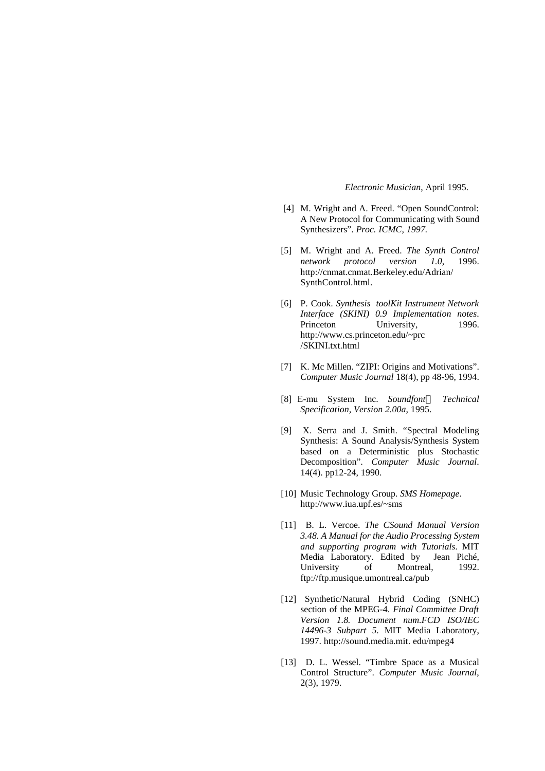*Electronic Musician*, April 1995.

[4] M. Wright and A. Freed. "Open SoundControl: A New Protocol for Communicating with Sound Synthesizers". *Proc. ICMC, 1997.*

[5] M. Wright and A. Freed. *The Synth Control network protocol version 1.0*, 1996. http://cnmat.cnmat.Berkeley.edu/Adrian/SynthControl.html.

[6] P. Cook. *Synthesis toolKit Instrument Network Interface (SKINI) 0.9 Implementation notes*. Princeton University, 1996. http://www.cs.princeton.edu/~prc/SKINI.txt.html

[7] K. Mc Millen. "ZIPI: Origins and Motivations". *Computer Music Journal* 18(4), pp 48-96, 1994.

[8] E-mu System Inc. *Soundfont Technical Specification, Version 2.00a*, 1995.

[9] X. Serra and J. Smith. "Spectral Modeling Synthesis: A Sound Analysis/Synthesis System based on a Deterministic plus Stochastic Decomposition". *Computer Music Journal*. 14(4). pp12-24, 1990.

[10] Music Technology Group. *SMS Homepage*. http://www.iua.upf.es/~sms

[11] B. L. Vercoe. *The CSound Manual Version 3.48. A Manual for the Audio Processing System and supporting program with Tutorials.* MIT Media Laboratory. Edited by Jean Piché, University of Montreal, 1992. ftp://ftp.musique.umontreal.ca/pub

[12] Synthetic/Natural Hybrid Coding (SNHC) section of the MPEG-4. *Final Committee Draft Version 1.8. Document num.FCD ISO/IEC 14496-3 Subpart 5*. MIT Media Laboratory, 1997. http://sound.media.mit. edu/mpeg4

[13] D. L. Wessel. "Timbre Space as a Musical Control Structure". *Computer Music Journal*, 2(3), 1979.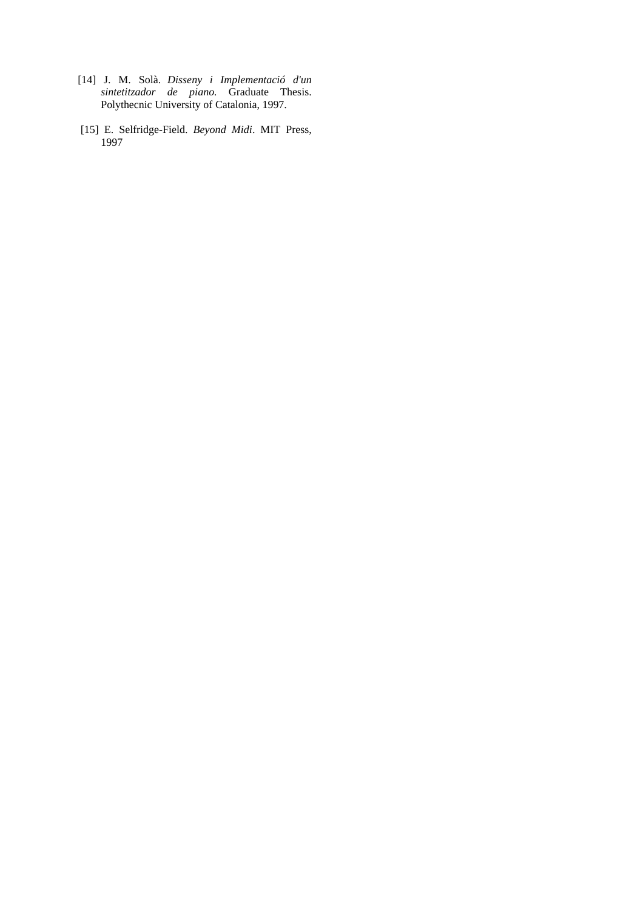[14] J. M. Solà. *Disseny i Implementació d'un sintetitzador de piano.* Graduate Thesis. Polythecnic University of Catalonia, 1997.

[15] E. Selfridge-Field. *Beyond Midi*. MIT Press, 1997